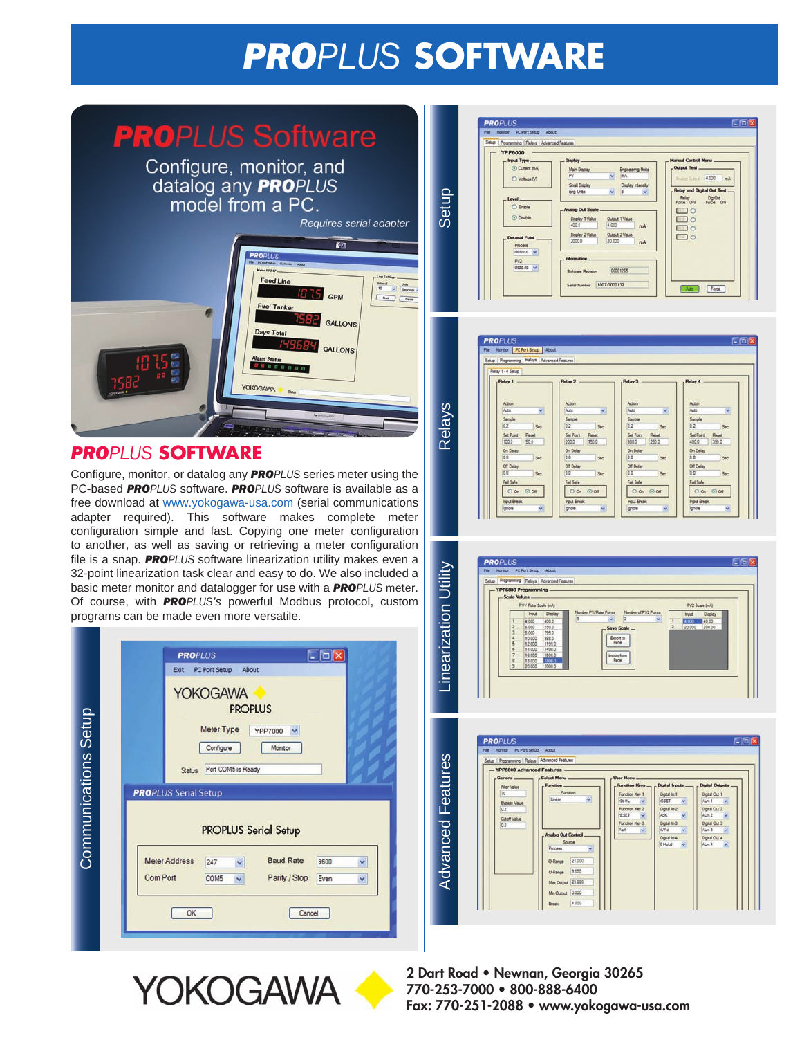# ***PRO****PLUS* SOFTWARE

## ***PRO****PLUS* Software

Configure, monitor, and datalog any ***PRO****PLUS* model from a PC.

*Requires serial adapter*

## ***PRO****PLUS* SOFTWARE

Configure, monitor, or datalog any ***PRO****PLUS* series meter using the PC-based ***PRO****PLUS* software. ***PRO****PLUS* software is available as a free download at www.yokogawa-usa.com (serial communications adapter required). This software makes complete meter configuration simple and fast. Copying one meter configuration to another, as well as saving or retrieving a meter configuration file is a snap. ***PRO****PLUS* software linearization utility makes even a 32-point linearization task clear and easy to do. We also included a basic meter monitor and datalogger for use with a ***PRO****PLUS* meter. Of course, with ***PRO****PLUS's* powerful Modbus protocol, custom programs can be made even more versatile.

Communications Setup

Setup

Relays

Linearization Utility

Advanced Features

YOKOGAWA

2 Dart Road • Newnan, Georgia 30265
770-253-7000 • 800-888-6400
Fax: 770-251-2088 • www.yokogawa-usa.com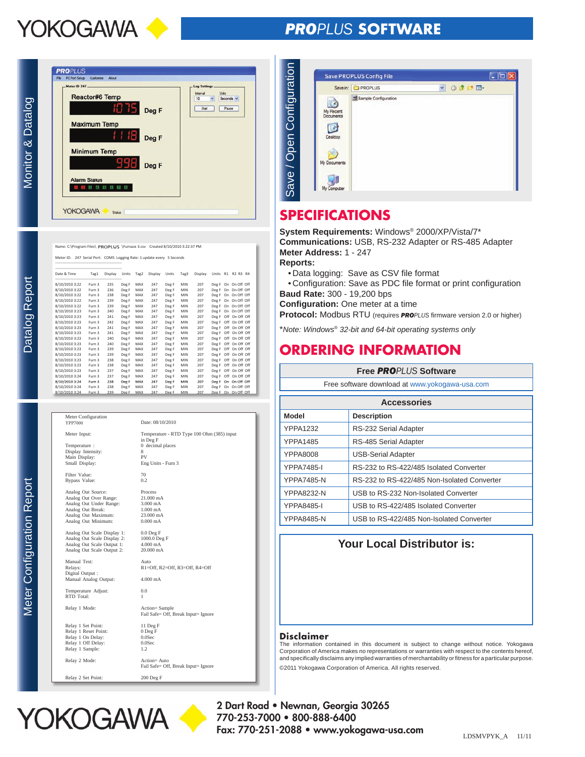# PROPLUS SOFTWARE

Monitor & Datalog

Datalog Report

Meter Configuration Report

Save / Open Configuration

## SPECIFICATIONS

**System Requirements:** Windows® 2000/XP/Vista/7*
**Communications:** USB, RS-232 Adapter or RS-485 Adapter
**Meter Address:** 1 - 247
**Reports:**

- Data logging: Save as CSV file format
- Configuration: Save as PDC file format or print configuration

**Baud Rate:** 300 - 19,200 bps
**Configuration:** One meter at a time
**Protocol:** Modbus RTU (requires ***PRO**PLUS* firmware version 2.0 or higher)

*\*Note: Windows® 32-bit and 64-bit operating systems only*

## ORDERING INFORMATION

| Free ***PRO**PLUS* Software |
|---|
| Free software download at www.yokogawa-usa.com |

| Accessories | |
|---|---|
| **Model** | **Description** |
| YPPA1232 | RS-232 Serial Adapter |
| YPPA1485 | RS-485 Serial Adapter |
| YPPA8008 | USB-Serial Adapter |
| YPPA7485-I | RS-232 to RS-422/485 Isolated Converter |
| YPPA7485-N | RS-232 to RS-422/485 Non-Isolated Converter |
| YPPA8232-N | USB to RS-232 Non-Isolated Converter |
| YPPA8485-I | USB to RS-422/485 Isolated Converter |
| YPPA8485-N | USB to RS-422/485 Non-Isolated Converter |

**Your Local Distributor is:**

### Disclaimer

The information contained in this document is subject to change without notice. Yokogawa Corporation of America makes no representations or warranties with respect to the contents hereof, and specifically disclaims any implied warranties of merchantability or fitness for a particular purpose.

©2011 Yokogawa Corporation of America. All rights reserved.

YOKOGAWA

2 Dart Road • Newnan, Georgia 30265
770-253-7000 • 800-888-6400
Fax: 770-251-2088 • www.yokogawa-usa.com

LDSMVPYK_A 11/11